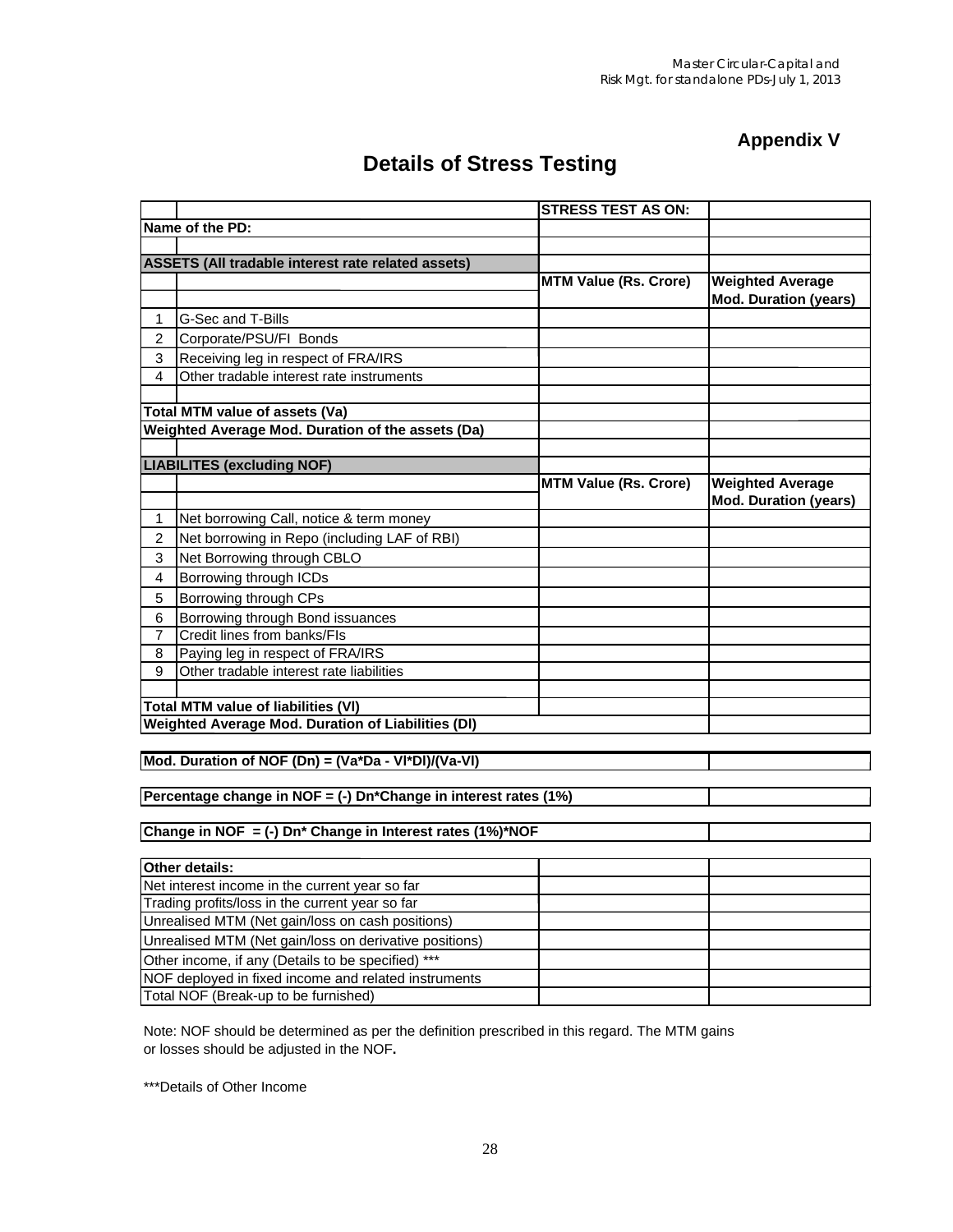## Appendix V

# Details of Stress Testing

| | | STRESS TEST AS ON: | |
|---|---|---|---|
| **Name of the PD:** | | | |
| | | | |
| **ASSETS (All tradable interest rate related assets)** | | | |
| | | **MTM Value (Rs. Crore)** | **Weighted Average Mod. Duration (years)** |
| 1 | G-Sec and T-Bills | | |
| 2 | Corporate/PSU/FI Bonds | | |
| 3 | Receiving leg in respect of FRA/IRS | | |
| 4 | Other tradable interest rate instruments | | |
| | | | |
| **Total MTM value of assets (Va)** | | | |
| **Weighted Average Mod. Duration of the assets (Da)** | | | |
| | | | |
| **LIABILITES (excluding NOF)** | | | |
| | | **MTM Value (Rs. Crore)** | **Weighted Average Mod. Duration (years)** |
| 1 | Net borrowing Call, notice & term money | | |
| 2 | Net borrowing in Repo (including LAF of RBI) | | |
| 3 | Net Borrowing through CBLO | | |
| 4 | Borrowing through ICDs | | |
| 5 | Borrowing through CPs | | |
| 6 | Borrowing through Bond issuances | | |
| 7 | Credit lines from banks/FIs | | |
| 8 | Paying leg in respect of FRA/IRS | | |
| 9 | Other tradable interest rate liabilities | | |
| | | | |
| **Total MTM value of liabilities (Vl)** | | | |
| **Weighted Average Mod. Duration of Liabilities (Dl)** | | | |

| | |
|---|---|
| **Mod. Duration of NOF (Dn) = (Va\*Da - Vl\*Dl)/(Va-Vl)** | |
| **Percentage change in NOF = (-) Dn\*Change in interest rates (1%)** | |
| **Change in NOF = (-) Dn\* Change in Interest rates (1%)\*NOF** | |

| **Other details:** | | |
|---|---|---|
| Net interest income in the current year so far | | |
| Trading profits/loss in the current year so far | | |
| Unrealised MTM (Net gain/loss on cash positions) | | |
| Unrealised MTM (Net gain/loss on derivative positions) | | |
| Other income, if any (Details to be specified) *** | | |
| NOF deployed in fixed income and related instruments | | |
| Total NOF (Break-up to be furnished) | | |

Note: NOF should be determined as per the definition prescribed in this regard. The MTM gains or losses should be adjusted in the NOF**.**

***Details of Other Income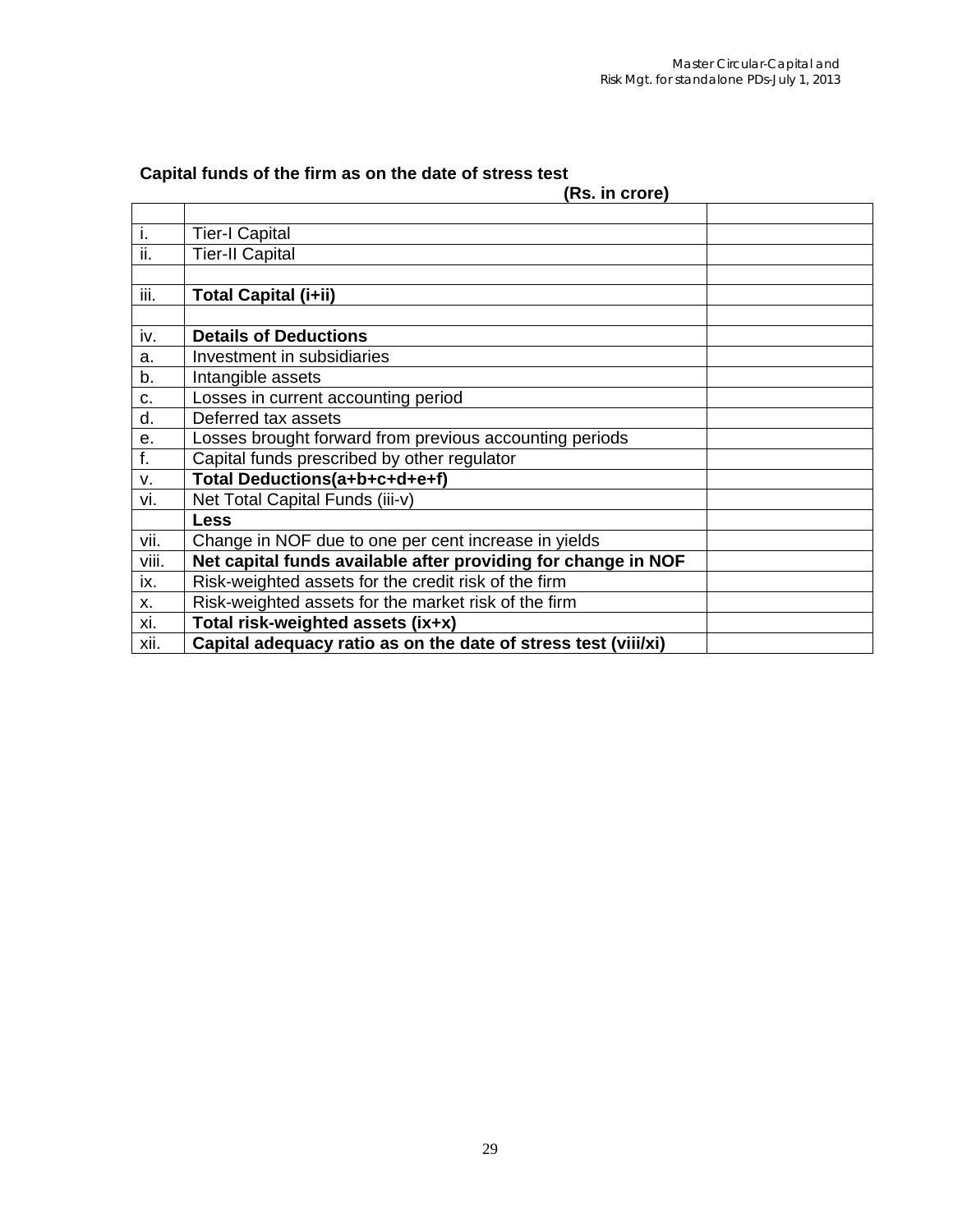**Capital funds of the firm as on the date of stress test**

**(Rs. in crore)**

| | | |
|---|---|---|
| i. | Tier-I Capital | |
| ii. | Tier-II Capital | |
| | | |
| iii. | **Total Capital (i+ii)** | |
| | | |
| iv. | **Details of Deductions** | |
| a. | Investment in subsidiaries | |
| b. | Intangible assets | |
| c. | Losses in current accounting period | |
| d. | Deferred tax assets | |
| e. | Losses brought forward from previous accounting periods | |
| f. | Capital funds prescribed by other regulator | |
| v. | **Total Deductions(a+b+c+d+e+f)** | |
| vi. | Net Total Capital Funds (iii-v) | |
| | **Less** | |
| vii. | Change in NOF due to one per cent increase in yields | |
| viii. | **Net capital funds available after providing for change in NOF** | |
| ix. | Risk-weighted assets for the credit risk of the firm | |
| x. | Risk-weighted assets for the market risk of the firm | |
| xi. | **Total risk-weighted assets (ix+x)** | |
| xii. | **Capital adequacy ratio as on the date of stress test (viii/xi)** | |